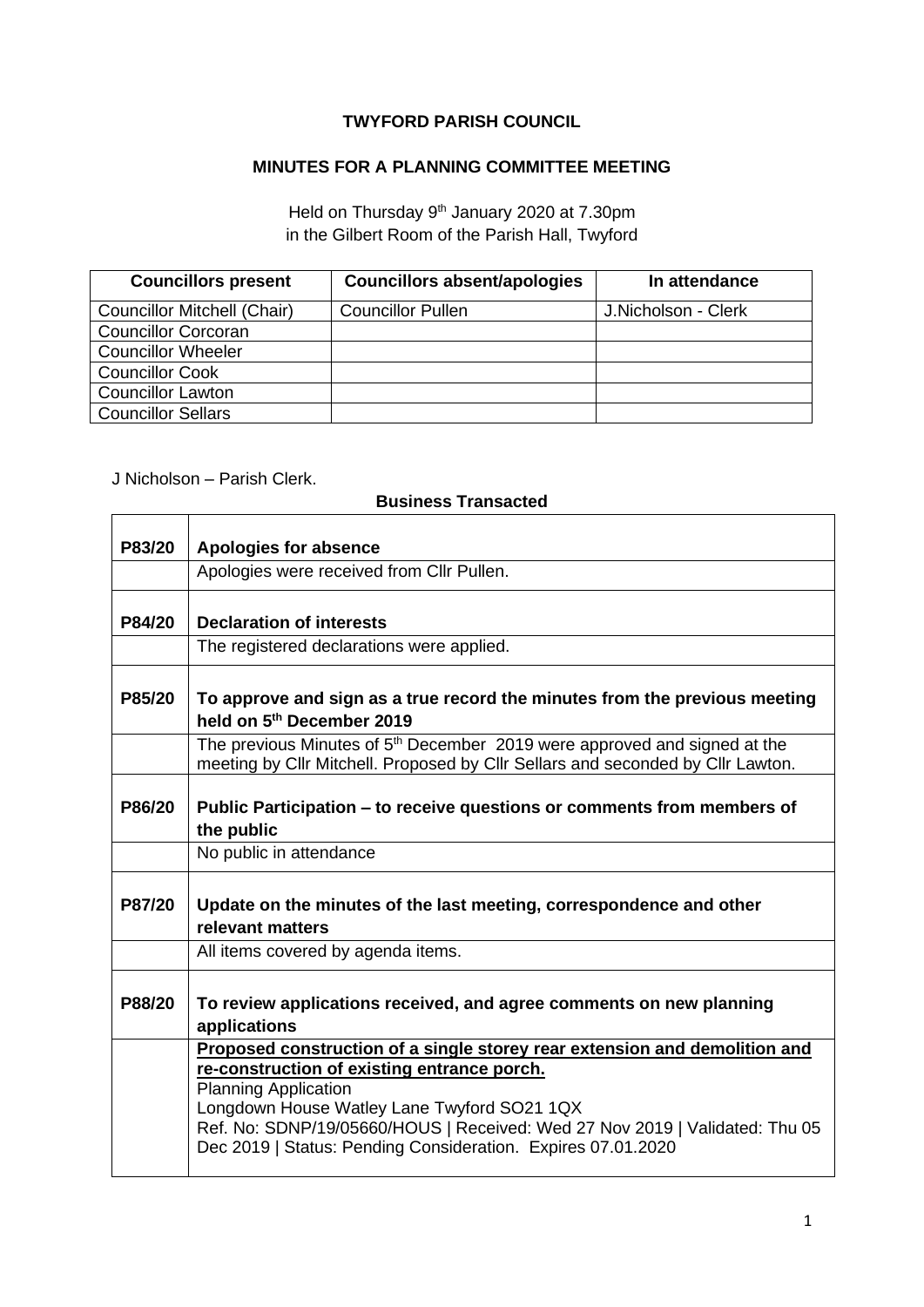**TWYFORD PARISH COUNCIL**

**MINUTES FOR A PLANNING COMMITTEE MEETING**

Held on Thursday 9th January 2020 at 7.30pm
in the Gilbert Room of the Parish Hall, Twyford

| Councillors present | Councillors absent/apologies | In attendance |
|---|---|---|
| Councillor Mitchell (Chair) | Councillor Pullen | J.Nicholson - Clerk |
| Councillor Corcoran | | |
| Councillor Wheeler | | |
| Councillor Cook | | |
| Councillor Lawton | | |
| Councillor Sellars | | |

J Nicholson – Parish Clerk.

**Business Transacted**

| | |
|---|---|
| **P83/20** | **Apologies for absence** |
| | Apologies were received from Cllr Pullen. |
| **P84/20** | **Declaration of interests** |
| | The registered declarations were applied. |
| **P85/20** | **To approve and sign as a true record the minutes from the previous meeting held on 5th December 2019** |
| | The previous Minutes of 5th December 2019 were approved and signed at the meeting by Cllr Mitchell. Proposed by Cllr Sellars and seconded by Cllr Lawton. |
| **P86/20** | **Public Participation – to receive questions or comments from members of the public** |
| | No public in attendance |
| **P87/20** | **Update on the minutes of the last meeting, correspondence and other relevant matters** |
| | All items covered by agenda items. |
| **P88/20** | **To review applications received, and agree comments on new planning applications** |
| | **Proposed construction of a single storey rear extension and demolition and re-construction of existing entrance porch.**<br>Planning Application<br>Longdown House Watley Lane Twyford SO21 1QX<br>Ref. No: SDNP/19/05660/HOUS \| Received: Wed 27 Nov 2019 \| Validated: Thu 05 Dec 2019 \| Status: Pending Consideration. Expires 07.01.2020 |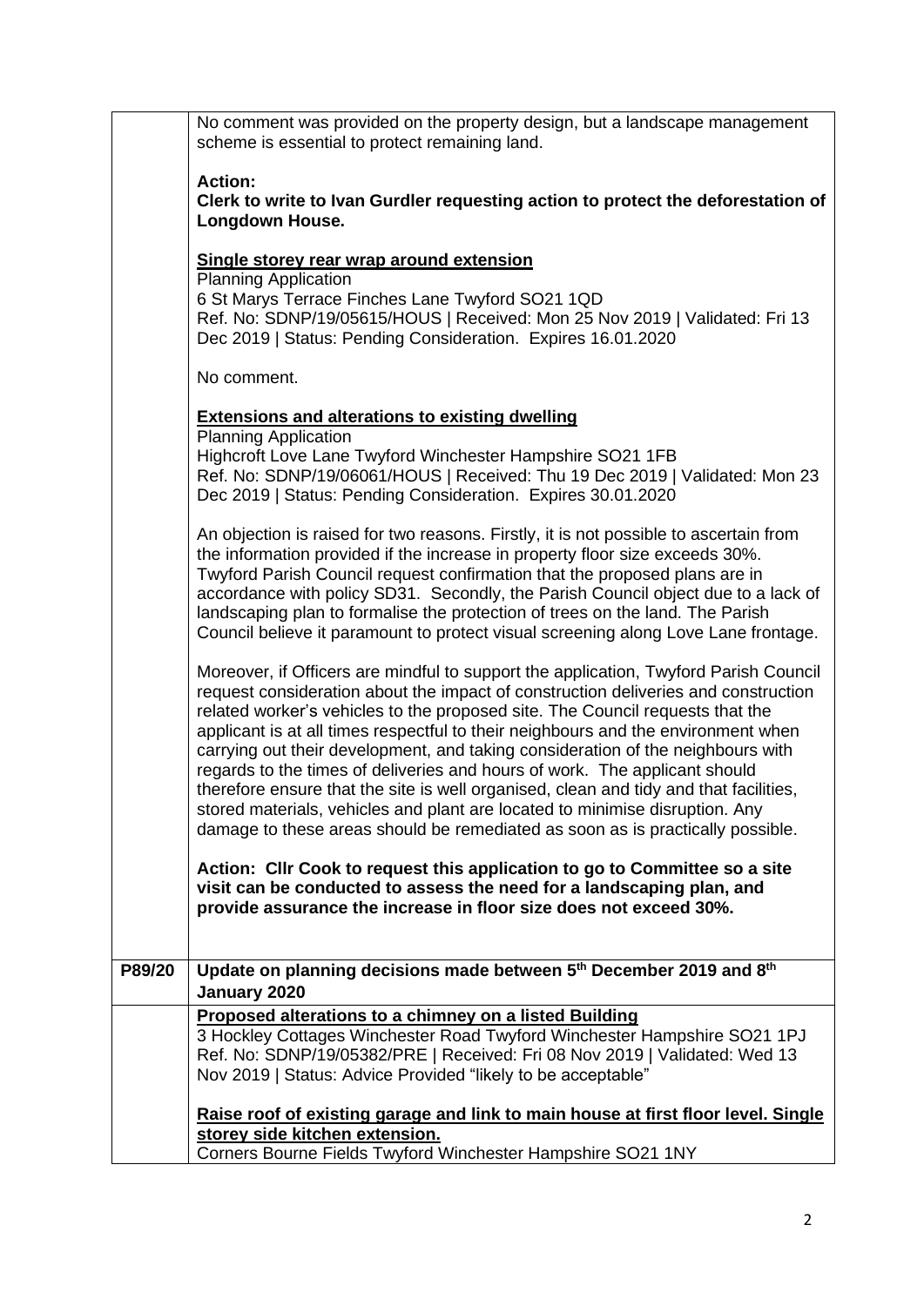| | |
|---|---|
| | No comment was provided on the property design, but a landscape management scheme is essential to protect remaining land.<br><br>**Action:**<br>**Clerk to write to Ivan Gurdler requesting action to protect the deforestation of Longdown House.**<br><br>**Single storey rear wrap around extension**<br>Planning Application<br>6 St Marys Terrace Finches Lane Twyford SO21 1QD<br>Ref. No: SDNP/19/05615/HOUS \| Received: Mon 25 Nov 2019 \| Validated: Fri 13 Dec 2019 \| Status: Pending Consideration. Expires 16.01.2020<br><br>No comment.<br><br>**Extensions and alterations to existing dwelling**<br>Planning Application<br>Highcroft Love Lane Twyford Winchester Hampshire SO21 1FB<br>Ref. No: SDNP/19/06061/HOUS \| Received: Thu 19 Dec 2019 \| Validated: Mon 23 Dec 2019 \| Status: Pending Consideration. Expires 30.01.2020<br><br>An objection is raised for two reasons. Firstly, it is not possible to ascertain from the information provided if the increase in property floor size exceeds 30%. Twyford Parish Council request confirmation that the proposed plans are in accordance with policy SD31. Secondly, the Parish Council object due to a lack of landscaping plan to formalise the protection of trees on the land. The Parish Council believe it paramount to protect visual screening along Love Lane frontage.<br><br>Moreover, if Officers are mindful to support the application, Twyford Parish Council request consideration about the impact of construction deliveries and construction related worker's vehicles to the proposed site. The Council requests that the applicant is at all times respectful to their neighbours and the environment when carrying out their development, and taking consideration of the neighbours with regards to the times of deliveries and hours of work. The applicant should therefore ensure that the site is well organised, clean and tidy and that facilities, stored materials, vehicles and plant are located to minimise disruption. Any damage to these areas should be remediated as soon as is practically possible.<br><br>**Action: Cllr Cook to request this application to go to Committee so a site visit can be conducted to assess the need for a landscaping plan, and provide assurance the increase in floor size does not exceed 30%.** |
| **P89/20** | **Update on planning decisions made between 5th December 2019 and 8th January 2020** |
| | **Proposed alterations to a chimney on a listed Building**<br>3 Hockley Cottages Winchester Road Twyford Winchester Hampshire SO21 1PJ<br>Ref. No: SDNP/19/05382/PRE \| Received: Fri 08 Nov 2019 \| Validated: Wed 13 Nov 2019 \| Status: Advice Provided "likely to be acceptable"<br><br>**Raise roof of existing garage and link to main house at first floor level. Single storey side kitchen extension.**<br>Corners Bourne Fields Twyford Winchester Hampshire SO21 1NY |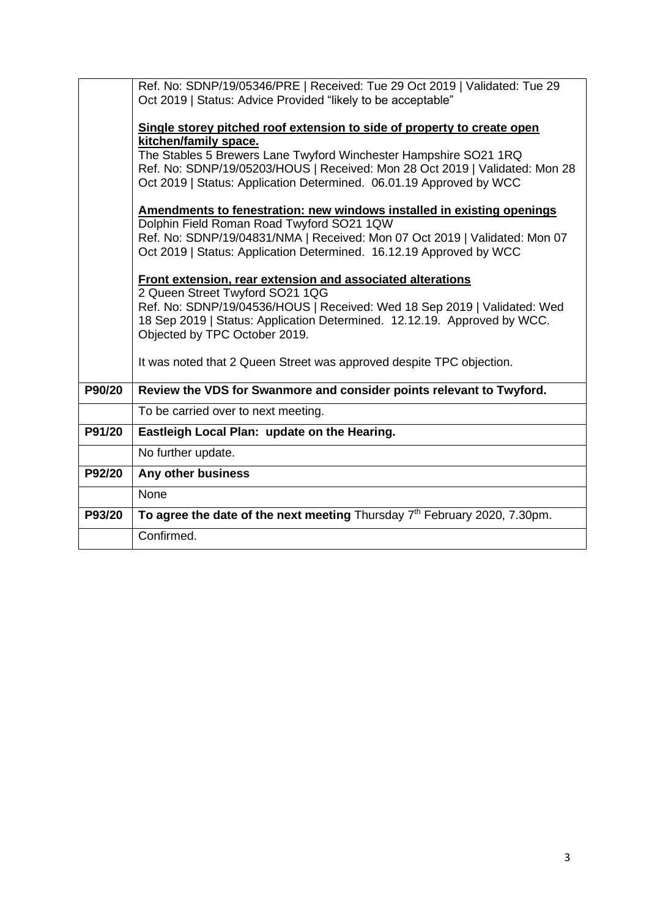| | |
|---|---|
| | Ref. No: SDNP/19/05346/PRE \| Received: Tue 29 Oct 2019 \| Validated: Tue 29 Oct 2019 \| Status: Advice Provided "likely to be acceptable"<br><br>**<u>Single storey pitched roof extension to side of property to create open kitchen/family space.</u>**<br>The Stables 5 Brewers Lane Twyford Winchester Hampshire SO21 1RQ<br>Ref. No: SDNP/19/05203/HOUS \| Received: Mon 28 Oct 2019 \| Validated: Mon 28 Oct 2019 \| Status: Application Determined. 06.01.19 Approved by WCC<br><br>**<u>Amendments to fenestration: new windows installed in existing openings</u>**<br>Dolphin Field Roman Road Twyford SO21 1QW<br>Ref. No: SDNP/19/04831/NMA \| Received: Mon 07 Oct 2019 \| Validated: Mon 07 Oct 2019 \| Status: Application Determined. 16.12.19 Approved by WCC<br><br>**<u>Front extension, rear extension and associated alterations</u>**<br>2 Queen Street Twyford SO21 1QG<br>Ref. No: SDNP/19/04536/HOUS \| Received: Wed 18 Sep 2019 \| Validated: Wed 18 Sep 2019 \| Status: Application Determined. 12.12.19. Approved by WCC. Objected by TPC October 2019.<br><br>It was noted that 2 Queen Street was approved despite TPC objection. |
| **P90/20** | **Review the VDS for Swanmore and consider points relevant to Twyford.** |
| | To be carried over to next meeting. |
| **P91/20** | **Eastleigh Local Plan: update on the Hearing.** |
| | No further update. |
| **P92/20** | **Any other business** |
| | None |
| **P93/20** | **To agree the date of the next meeting** Thursday 7th February 2020, 7.30pm. |
| | Confirmed. |